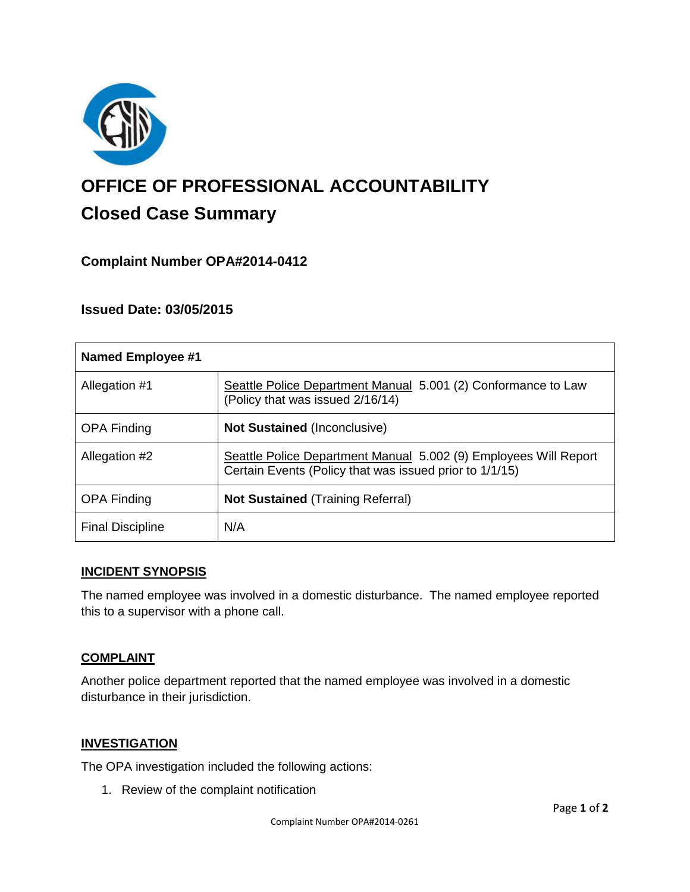# OFFICE OF PROFESSIONAL ACCOUNTABILITY

## Closed Case Summary

### Complaint Number OPA#2014-0412

### Issued Date: 03/05/2015

| **Named Employee #1** | |
|---|---|
| Allegation #1 | Seattle Police Department Manual 5.001 (2) Conformance to Law (Policy that was issued 2/16/14) |
| OPA Finding | **Not Sustained** (Inconclusive) |
| Allegation #2 | Seattle Police Department Manual 5.002 (9) Employees Will Report Certain Events (Policy that was issued prior to 1/1/15) |
| OPA Finding | **Not Sustained** (Training Referral) |
| Final Discipline | N/A |

## INCIDENT SYNOPSIS

The named employee was involved in a domestic disturbance. The named employee reported this to a supervisor with a phone call.

## COMPLAINT

Another police department reported that the named employee was involved in a domestic disturbance in their jurisdiction.

## INVESTIGATION

The OPA investigation included the following actions:

1. Review of the complaint notification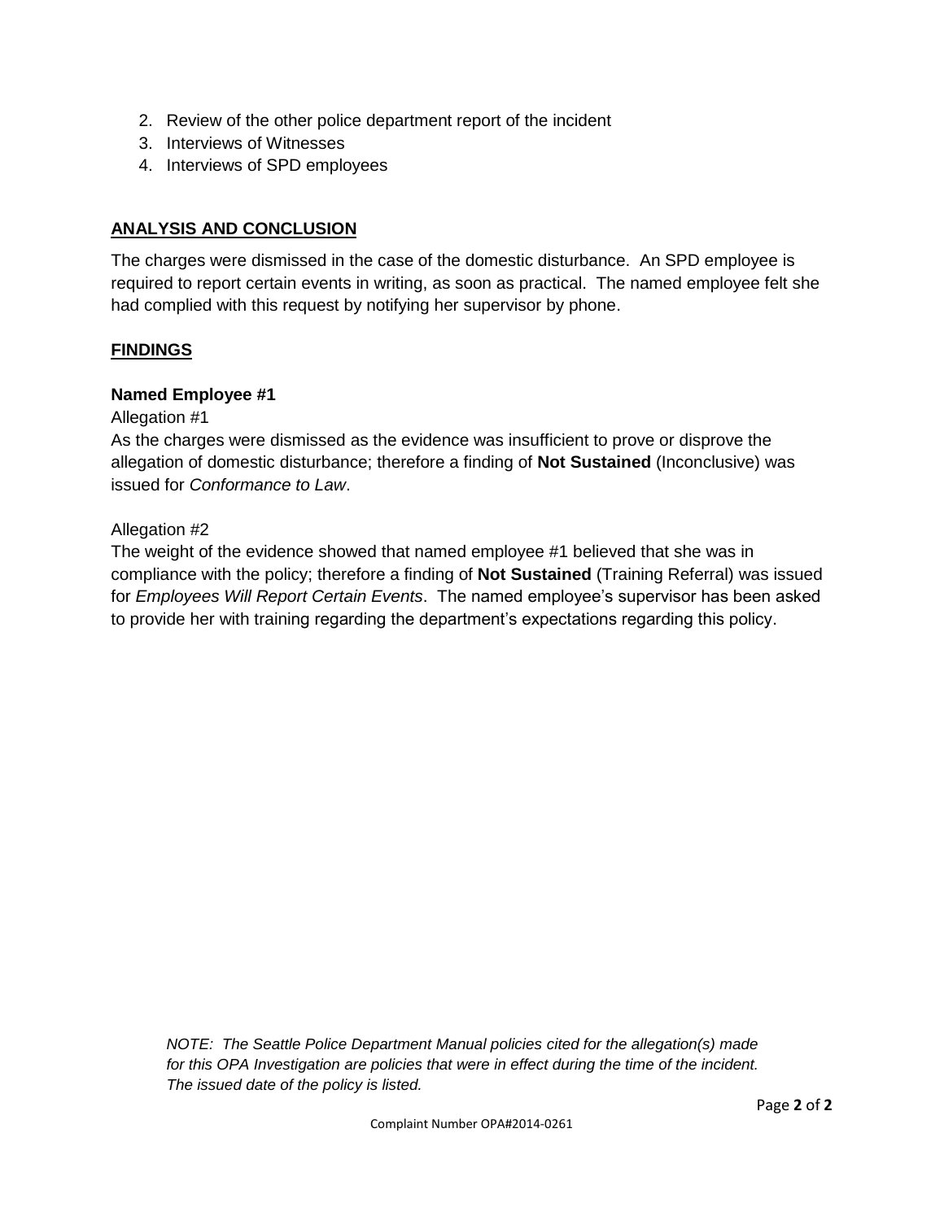2. Review of the other police department report of the incident
3. Interviews of Witnesses
4. Interviews of SPD employees

## ANALYSIS AND CONCLUSION

The charges were dismissed in the case of the domestic disturbance. An SPD employee is required to report certain events in writing, as soon as practical. The named employee felt she had complied with this request by notifying her supervisor by phone.

## FINDINGS

**Named Employee #1**

Allegation #1

As the charges were dismissed as the evidence was insufficient to prove or disprove the allegation of domestic disturbance; therefore a finding of **Not Sustained** (Inconclusive) was issued for *Conformance to Law*.

Allegation #2

The weight of the evidence showed that named employee #1 believed that she was in compliance with the policy; therefore a finding of **Not Sustained** (Training Referral) was issued for *Employees Will Report Certain Events*. The named employee's supervisor has been asked to provide her with training regarding the department's expectations regarding this policy.

*NOTE: The Seattle Police Department Manual policies cited for the allegation(s) made for this OPA Investigation are policies that were in effect during the time of the incident. The issued date of the policy is listed.*

Complaint Number OPA#2014-0261